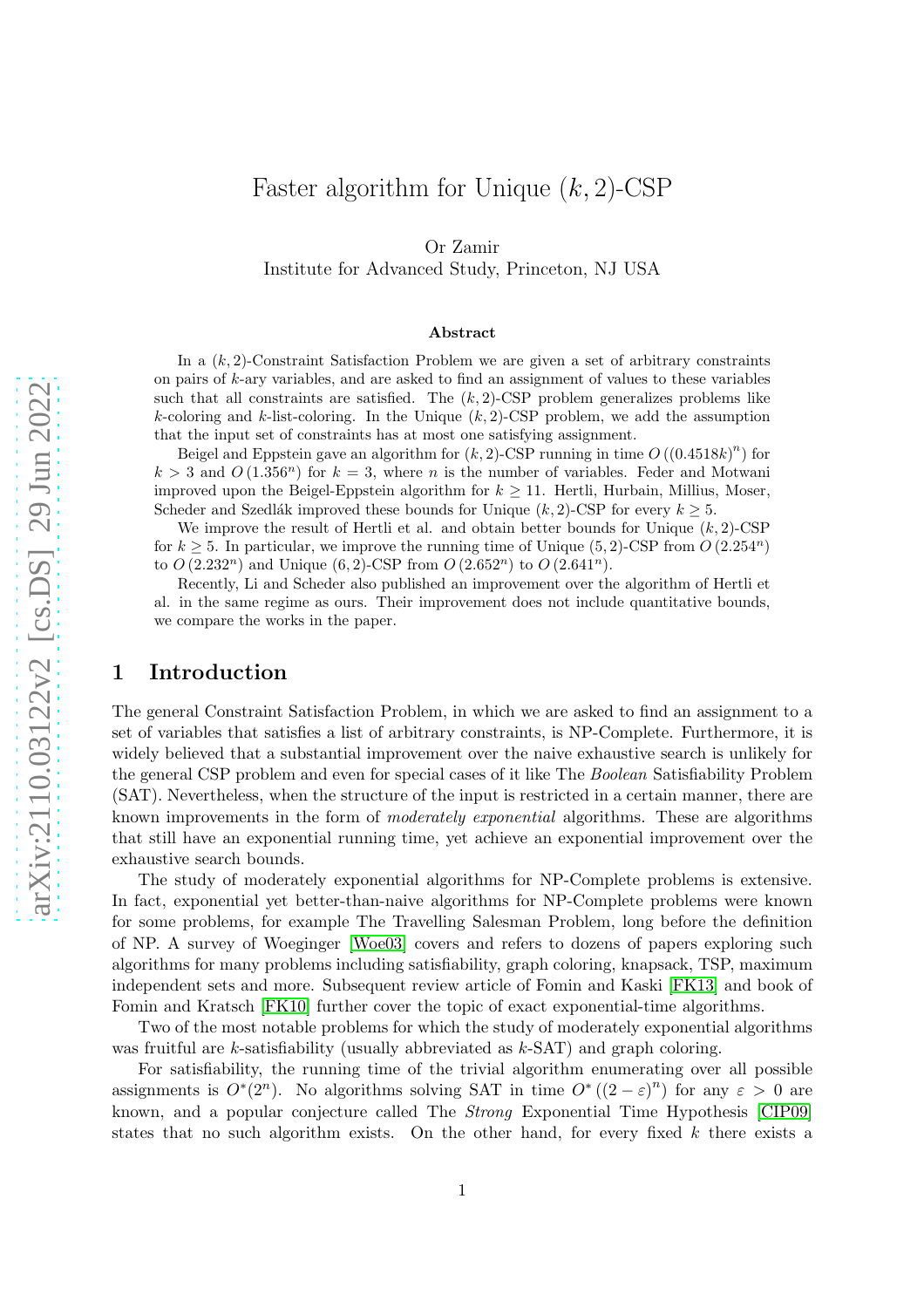# Faster algorithm for Unique $(k, 2)$-CSP

Or Zamir
Institute for Advanced Study, Princeton, NJ USA

### Abstract

In a $(k, 2)$-Constraint Satisfaction Problem we are given a set of arbitrary constraints on pairs of $k$-ary variables, and are asked to find an assignment of values to these variables such that all constraints are satisfied. The $(k, 2)$-CSP problem generalizes problems like $k$-coloring and $k$-list-coloring. In the Unique $(k, 2)$-CSP problem, we add the assumption that the input set of constraints has at most one satisfying assignment.

Beigel and Eppstein gave an algorithm for $(k, 2)$-CSP running in time $O((0.4518k)^n)$ for $k > 3$ and $O(1.356^n)$ for $k = 3$, where $n$ is the number of variables. Feder and Motwani improved upon the Beigel-Eppstein algorithm for $k \geq 11$. Hertli, Hurbain, Millius, Moser, Scheder and Szedlák improved these bounds for Unique $(k, 2)$-CSP for every $k \geq 5$.

We improve the result of Hertli et al. and obtain better bounds for Unique $(k, 2)$-CSP for $k \geq 5$. In particular, we improve the running time of Unique $(5, 2)$-CSP from $O(2.254^n)$ to $O(2.232^n)$ and Unique $(6, 2)$-CSP from $O(2.652^n)$ to $O(2.641^n)$.

Recently, Li and Scheder also published an improvement over the algorithm of Hertli et al. in the same regime as ours. Their improvement does not include quantitative bounds, we compare the works in the paper.

## 1 Introduction

The general Constraint Satisfaction Problem, in which we are asked to find an assignment to a set of variables that satisfies a list of arbitrary constraints, is NP-Complete. Furthermore, it is widely believed that a substantial improvement over the naive exhaustive search is unlikely for the general CSP problem and even for special cases of it like The *Boolean* Satisfiability Problem (SAT). Nevertheless, when the structure of the input is restricted in a certain manner, there are known improvements in the form of *moderately exponential* algorithms. These are algorithms that still have an exponential running time, yet achieve an exponential improvement over the exhaustive search bounds.

The study of moderately exponential algorithms for NP-Complete problems is extensive. In fact, exponential yet better-than-naive algorithms for NP-Complete problems were known for some problems, for example The Travelling Salesman Problem, long before the definition of NP. A survey of Woeginger [Woe03] covers and refers to dozens of papers exploring such algorithms for many problems including satisfiability, graph coloring, knapsack, TSP, maximum independent sets and more. Subsequent review article of Fomin and Kaski [FK13] and book of Fomin and Kratsch [FK10] further cover the topic of exact exponential-time algorithms.

Two of the most notable problems for which the study of moderately exponential algorithms was fruitful are $k$-satisfiability (usually abbreviated as $k$-SAT) and graph coloring.

For satisfiability, the running time of the trivial algorithm enumerating over all possible assignments is $O^*(2^n)$. No algorithms solving SAT in time $O^*((2 - \varepsilon)^n)$ for any $\varepsilon > 0$ are known, and a popular conjecture called The *Strong* Exponential Time Hypothesis [CIP09] states that no such algorithm exists. On the other hand, for every fixed $k$ there exists a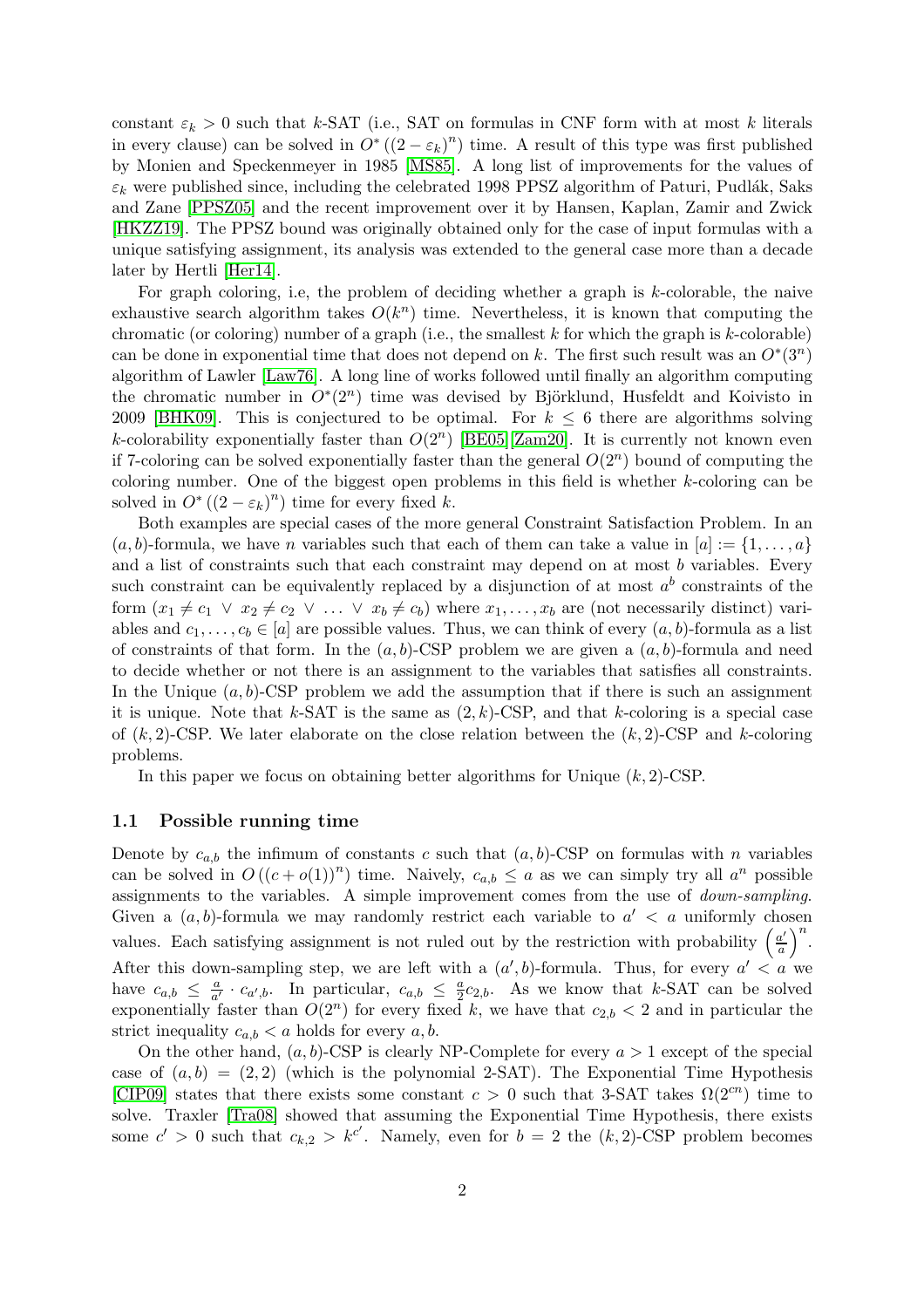constant $\varepsilon_k > 0$ such that $k$-SAT (i.e., SAT on formulas in CNF form with at most $k$ literals in every clause) can be solved in $O^*((2-\varepsilon_k)^n)$ time. A result of this type was first published by Monien and Speckenmeyer in 1985 [MS85]. A long list of improvements for the values of $\varepsilon_k$ were published since, including the celebrated 1998 PPSZ algorithm of Paturi, Pudlák, Saks and Zane [PPSZ05] and the recent improvement over it by Hansen, Kaplan, Zamir and Zwick [HKZZ19]. The PPSZ bound was originally obtained only for the case of input formulas with a unique satisfying assignment, its analysis was extended to the general case more than a decade later by Hertli [Her14].

For graph coloring, i.e, the problem of deciding whether a graph is $k$-colorable, the naive exhaustive search algorithm takes $O(k^n)$ time. Nevertheless, it is known that computing the chromatic (or coloring) number of a graph (i.e., the smallest $k$ for which the graph is $k$-colorable) can be done in exponential time that does not depend on $k$. The first such result was an $O^*(3^n)$ algorithm of Lawler [Law76]. A long line of works followed until finally an algorithm computing the chromatic number in $O^*(2^n)$ time was devised by Björklund, Husfeldt and Koivisto in 2009 [BHK09]. This is conjectured to be optimal. For $k \leq 6$ there are algorithms solving $k$-colorability exponentially faster than $O(2^n)$ [BE05][Zam20]. It is currently not known even if 7-coloring can be solved exponentially faster than the general $O(2^n)$ bound of computing the coloring number. One of the biggest open problems in this field is whether $k$-coloring can be solved in $O^*((2-\varepsilon_k)^n)$ time for every fixed $k$.

Both examples are special cases of the more general Constraint Satisfaction Problem. In an $(a,b)$-formula, we have $n$ variables such that each of them can take a value in $[a] := \{1, \ldots, a\}$ and a list of constraints such that each constraint may depend on at most $b$ variables. Every such constraint can be equivalently replaced by a disjunction of at most $a^b$ constraints of the form $(x_1 \neq c_1 \ \vee \ x_2 \neq c_2 \ \vee \ \ldots \ \vee \ x_b \neq c_b)$ where $x_1, \ldots, x_b$ are (not necessarily distinct) variables and $c_1, \ldots, c_b \in [a]$ are possible values. Thus, we can think of every $(a,b)$-formula as a list of constraints of that form. In the $(a,b)$-CSP problem we are given a $(a,b)$-formula and need to decide whether or not there is an assignment to the variables that satisfies all constraints. In the Unique $(a,b)$-CSP problem we add the assumption that if there is such an assignment it is unique. Note that $k$-SAT is the same as $(2,k)$-CSP, and that $k$-coloring is a special case of $(k,2)$-CSP. We later elaborate on the close relation between the $(k,2)$-CSP and $k$-coloring problems.

In this paper we focus on obtaining better algorithms for Unique $(k,2)$-CSP.

### 1.1 Possible running time

Denote by $c_{a,b}$ the infimum of constants $c$ such that $(a,b)$-CSP on formulas with $n$ variables can be solved in $O((c+o(1))^n)$ time. Naively, $c_{a,b} \leq a$ as we can simply try all $a^n$ possible assignments to the variables. A simple improvement comes from the use of *down-sampling*. Given a $(a,b)$-formula we may randomly restrict each variable to $a' < a$ uniformly chosen values. Each satisfying assignment is not ruled out by the restriction with probability $\left(\frac{a'}{a}\right)^n$. After this down-sampling step, we are left with a $(a',b)$-formula. Thus, for every $a' < a$ we have $c_{a,b} \leq \frac{a}{a'} \cdot c_{a',b}$. In particular, $c_{a,b} \leq \frac{a}{2} c_{2,b}$. As we know that $k$-SAT can be solved exponentially faster than $O(2^n)$ for every fixed $k$, we have that $c_{2,b} < 2$ and in particular the strict inequality $c_{a,b} < a$ holds for every $a, b$.

On the other hand, $(a,b)$-CSP is clearly NP-Complete for every $a > 1$ except of the special case of $(a,b) = (2,2)$ (which is the polynomial 2-SAT). The Exponential Time Hypothesis [CIP09] states that there exists some constant $c > 0$ such that 3-SAT takes $\Omega(2^{cn})$ time to solve. Traxler [Tra08] showed that assuming the Exponential Time Hypothesis, there exists some $c' > 0$ such that $c_{k,2} > k^{c'}$. Namely, even for $b = 2$ the $(k,2)$-CSP problem becomes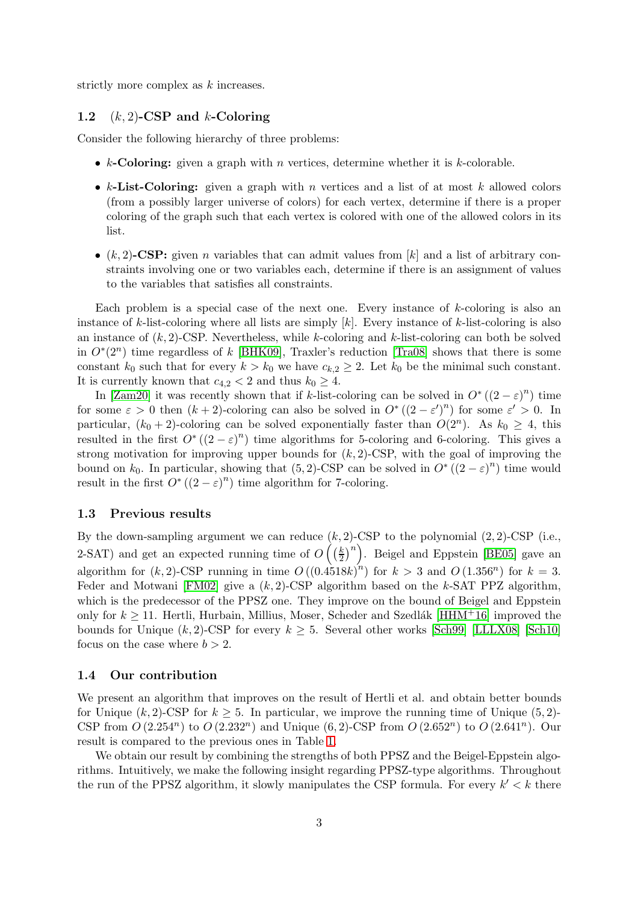strictly more complex as $k$ increases.

### 1.2 $(k, 2)$-CSP and $k$-Coloring

Consider the following hierarchy of three problems:

- **$k$-Coloring:** given a graph with $n$ vertices, determine whether it is $k$-colorable.
- **$k$-List-Coloring:** given a graph with $n$ vertices and a list of at most $k$ allowed colors (from a possibly larger universe of colors) for each vertex, determine if there is a proper coloring of the graph such that each vertex is colored with one of the allowed colors in its list.
- **$(k, 2)$-CSP:** given $n$ variables that can admit values from $[k]$ and a list of arbitrary constraints involving one or two variables each, determine if there is an assignment of values to the variables that satisfies all constraints.

Each problem is a special case of the next one. Every instance of $k$-coloring is also an instance of $k$-list-coloring where all lists are simply $[k]$. Every instance of $k$-list-coloring is also an instance of $(k, 2)$-CSP. Nevertheless, while $k$-coloring and $k$-list-coloring can both be solved in $O^*(2^n)$ time regardless of $k$ [BHK09], Traxler's reduction [Tra08] shows that there is some constant $k_0$ such that for every $k > k_0$ we have $c_{k,2} \geq 2$. Let $k_0$ be the minimal such constant. It is currently known that $c_{4,2} < 2$ and thus $k_0 \geq 4$.

In [Zam20] it was recently shown that if $k$-list-coloring can be solved in $O^*((2-\varepsilon)^n)$ time for some $\varepsilon > 0$ then $(k+2)$-coloring can also be solved in $O^*((2-\varepsilon')^n)$ for some $\varepsilon' > 0$. In particular, $(k_0+2)$-coloring can be solved exponentially faster than $O(2^n)$. As $k_0 \geq 4$, this resulted in the first $O^*((2-\varepsilon)^n)$ time algorithms for 5-coloring and 6-coloring. This gives a strong motivation for improving upper bounds for $(k, 2)$-CSP, with the goal of improving the bound on $k_0$. In particular, showing that $(5, 2)$-CSP can be solved in $O^*((2-\varepsilon)^n)$ time would result in the first $O^*((2-\varepsilon)^n)$ time algorithm for 7-coloring.

### 1.3 Previous results

By the down-sampling argument we can reduce $(k, 2)$-CSP to the polynomial $(2, 2)$-CSP (i.e., 2-SAT) and get an expected running time of $O\left(\left(\frac{k}{2}\right)^n\right)$. Beigel and Eppstein [BE05] gave an algorithm for $(k, 2)$-CSP running in time $O((0.4518k)^n)$ for $k > 3$ and $O(1.356^n)$ for $k = 3$. Feder and Motwani [FM02] give a $(k, 2)$-CSP algorithm based on the $k$-SAT PPZ algorithm, which is the predecessor of the PPSZ one. They improve on the bound of Beigel and Eppstein only for $k \geq 11$. Hertli, Hurbain, Millius, Moser, Scheder and Szedlák [HHM+16] improved the bounds for Unique $(k, 2)$-CSP for every $k \geq 5$. Several other works [Sch99] [LLLX08] [Sch10] focus on the case where $b > 2$.

### 1.4 Our contribution

We present an algorithm that improves on the result of Hertli et al. and obtain better bounds for Unique $(k, 2)$-CSP for $k \geq 5$. In particular, we improve the running time of Unique $(5, 2)$-CSP from $O(2.254^n)$ to $O(2.232^n)$ and Unique $(6, 2)$-CSP from $O(2.652^n)$ to $O(2.641^n)$. Our result is compared to the previous ones in Table 1.

We obtain our result by combining the strengths of both PPSZ and the Beigel-Eppstein algorithms. Intuitively, we make the following insight regarding PPSZ-type algorithms. Throughout the run of the PPSZ algorithm, it slowly manipulates the CSP formula. For every $k' < k$ there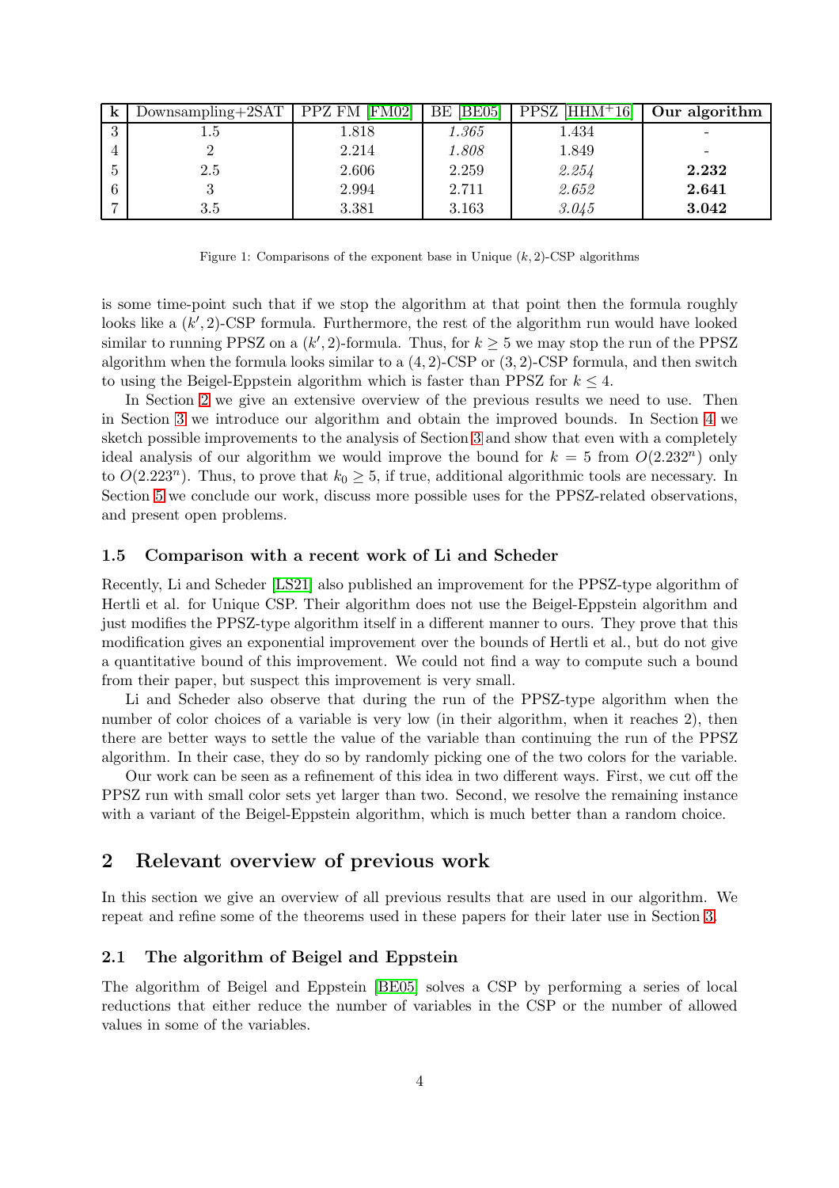| k | Downsampling+2SAT | PPZ FM [FM02] | BE [BE05] | PPSZ [HHM+16] | **Our algorithm** |
|---|---|---|---|---|---|
| 3 | 1.5 | 1.818 | *1.365* | 1.434 | - |
| 4 | 2 | 2.214 | *1.808* | 1.849 | - |
| 5 | 2.5 | 2.606 | 2.259 | *2.254* | **2.232** |
| 6 | 3 | 2.994 | 2.711 | *2.652* | **2.641** |
| 7 | 3.5 | 3.381 | 3.163 | *3.045* | **3.042** |

Figure 1: Comparisons of the exponent base in Unique $(k, 2)$-CSP algorithms

is some time-point such that if we stop the algorithm at that point then the formula roughly looks like a $(k', 2)$-CSP formula. Furthermore, the rest of the algorithm run would have looked similar to running PPSZ on a $(k', 2)$-formula. Thus, for $k \geq 5$ we may stop the run of the PPSZ algorithm when the formula looks similar to a $(4, 2)$-CSP or $(3, 2)$-CSP formula, and then switch to using the Beigel-Eppstein algorithm which is faster than PPSZ for $k \leq 4$.

In Section 2 we give an extensive overview of the previous results we need to use. Then in Section 3 we introduce our algorithm and obtain the improved bounds. In Section 4 we sketch possible improvements to the analysis of Section 3 and show that even with a completely ideal analysis of our algorithm we would improve the bound for $k = 5$ from $O(2.232^n)$ only to $O(2.223^n)$. Thus, to prove that $k_0 \geq 5$, if true, additional algorithmic tools are necessary. In Section 5 we conclude our work, discuss more possible uses for the PPSZ-related observations, and present open problems.

### 1.5 Comparison with a recent work of Li and Scheder

Recently, Li and Scheder [LS21] also published an improvement for the PPSZ-type algorithm of Hertli et al. for Unique CSP. Their algorithm does not use the Beigel-Eppstein algorithm and just modifies the PPSZ-type algorithm itself in a different manner to ours. They prove that this modification gives an exponential improvement over the bounds of Hertli et al., but do not give a quantitative bound of this improvement. We could not find a way to compute such a bound from their paper, but suspect this improvement is very small.

Li and Scheder also observe that during the run of the PPSZ-type algorithm when the number of color choices of a variable is very low (in their algorithm, when it reaches 2), then there are better ways to settle the value of the variable than continuing the run of the PPSZ algorithm. In their case, they do so by randomly picking one of the two colors for the variable.

Our work can be seen as a refinement of this idea in two different ways. First, we cut off the PPSZ run with small color sets yet larger than two. Second, we resolve the remaining instance with a variant of the Beigel-Eppstein algorithm, which is much better than a random choice.

## 2 Relevant overview of previous work

In this section we give an overview of all previous results that are used in our algorithm. We repeat and refine some of the theorems used in these papers for their later use in Section 3.

### 2.1 The algorithm of Beigel and Eppstein

The algorithm of Beigel and Eppstein [BE05] solves a CSP by performing a series of local reductions that either reduce the number of variables in the CSP or the number of allowed values in some of the variables.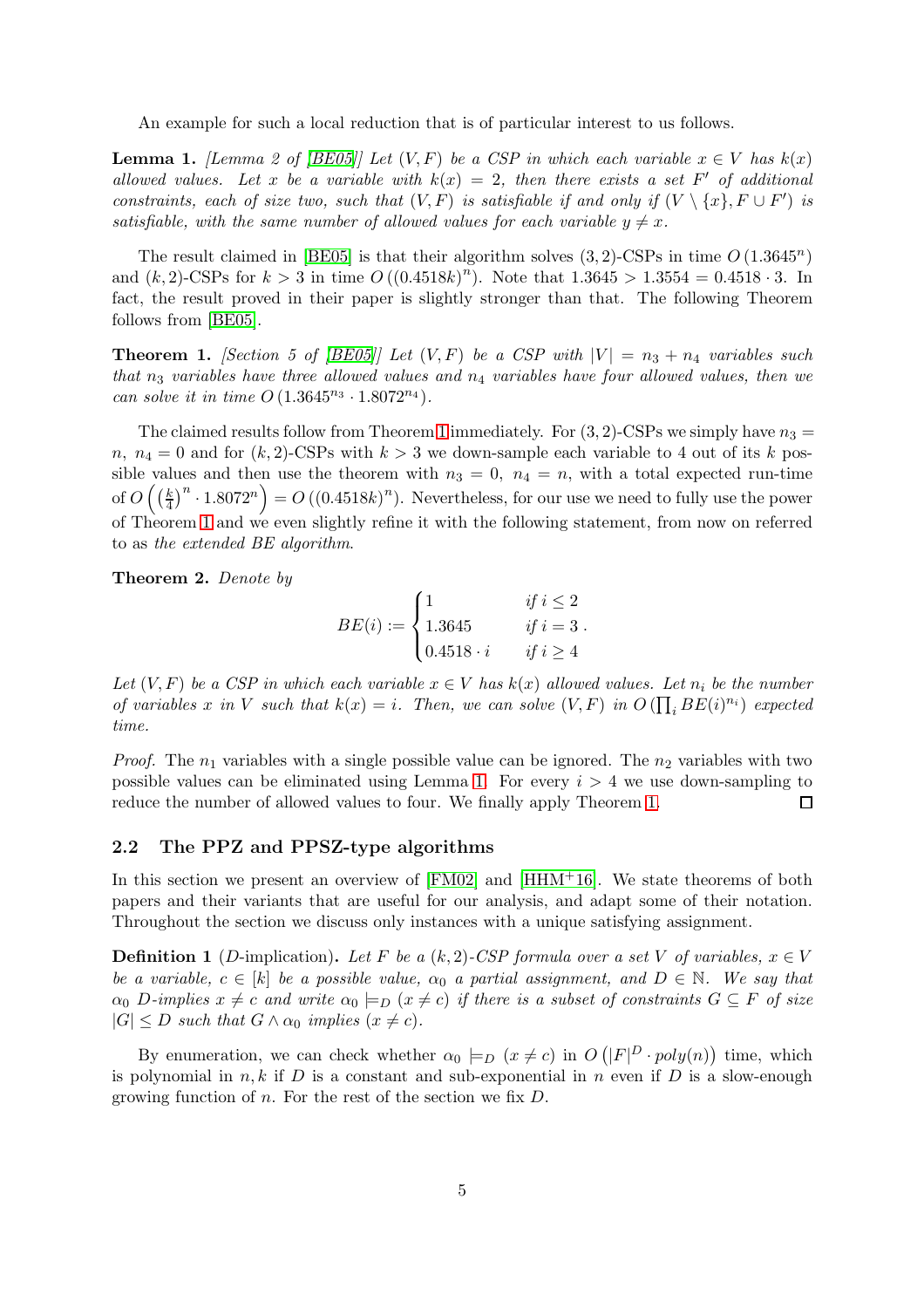An example for such a local reduction that is of particular interest to us follows.

**Lemma 1.** *[Lemma 2 of [BE05]] Let $(V, F)$ be a CSP in which each variable $x \in V$ has $k(x)$ allowed values. Let $x$ be a variable with $k(x) = 2$, then there exists a set $F'$ of additional constraints, each of size two, such that $(V, F)$ is satisfiable if and only if $(V \setminus \{x\}, F \cup F')$ is satisfiable, with the same number of allowed values for each variable $y \neq x$.*

The result claimed in [BE05] is that their algorithm solves $(3, 2)$-CSPs in time $O(1.3645^n)$ and $(k, 2)$-CSPs for $k > 3$ in time $O((0.4518k)^n)$. Note that $1.3645 > 1.3554 = 0.4518 \cdot 3$. In fact, the result proved in their paper is slightly stronger than that. The following Theorem follows from [BE05].

**Theorem 1.** *[Section 5 of [BE05]] Let $(V, F)$ be a CSP with $|V| = n_3 + n_4$ variables such that $n_3$ variables have three allowed values and $n_4$ variables have four allowed values, then we can solve it in time $O(1.3645^{n_3} \cdot 1.8072^{n_4})$.*

The claimed results follow from Theorem 1 immediately. For $(3, 2)$-CSPs we simply have $n_3 = n$, $n_4 = 0$ and for $(k, 2)$-CSPs with $k > 3$ we down-sample each variable to 4 out of its $k$ possible values and then use the theorem with $n_3 = 0$, $n_4 = n$, with a total expected run-time of $O\left(\left(\frac{k}{4}\right)^n \cdot 1.8072^n\right) = O((0.4518k)^n)$. Nevertheless, for our use we need to fully use the power of Theorem 1 and we even slightly refine it with the following statement, from now on referred to as *the extended BE algorithm*.

**Theorem 2.** *Denote by*

$$BE(i) := \begin{cases} 1 & \text{if } i \leq 2 \\ 1.3645 & \text{if } i = 3 \\ 0.4518 \cdot i & \text{if } i \geq 4 \end{cases}.$$

*Let $(V, F)$ be a CSP in which each variable $x \in V$ has $k(x)$ allowed values. Let $n_i$ be the number of variables $x$ in $V$ such that $k(x) = i$. Then, we can solve $(V, F)$ in $O\left(\prod_i BE(i)^{n_i}\right)$ expected time.*

*Proof.* The $n_1$ variables with a single possible value can be ignored. The $n_2$ variables with two possible values can be eliminated using Lemma 1. For every $i > 4$ we use down-sampling to reduce the number of allowed values to four. We finally apply Theorem 1. □

### 2.2 The PPZ and PPSZ-type algorithms

In this section we present an overview of [FM02] and [HHM+16]. We state theorems of both papers and their variants that are useful for our analysis, and adapt some of their notation. Throughout the section we discuss only instances with a unique satisfying assignment.

**Definition 1** ($D$-implication)**.** *Let $F$ be a $(k, 2)$-CSP formula over a set $V$ of variables, $x \in V$ be a variable, $c \in [k]$ be a possible value, $\alpha_0$ a partial assignment, and $D \in \mathbb{N}$. We say that $\alpha_0$ $D$-implies $x \neq c$ and write $\alpha_0 \models_D (x \neq c)$ if there is a subset of constraints $G \subseteq F$ of size $|G| \leq D$ such that $G \wedge \alpha_0$ implies $(x \neq c)$.*

By enumeration, we can check whether $\alpha_0 \models_D (x \neq c)$ in $O\left(|F|^D \cdot poly(n)\right)$ time, which is polynomial in $n, k$ if $D$ is a constant and sub-exponential in $n$ even if $D$ is a slow-enough growing function of $n$. For the rest of the section we fix $D$.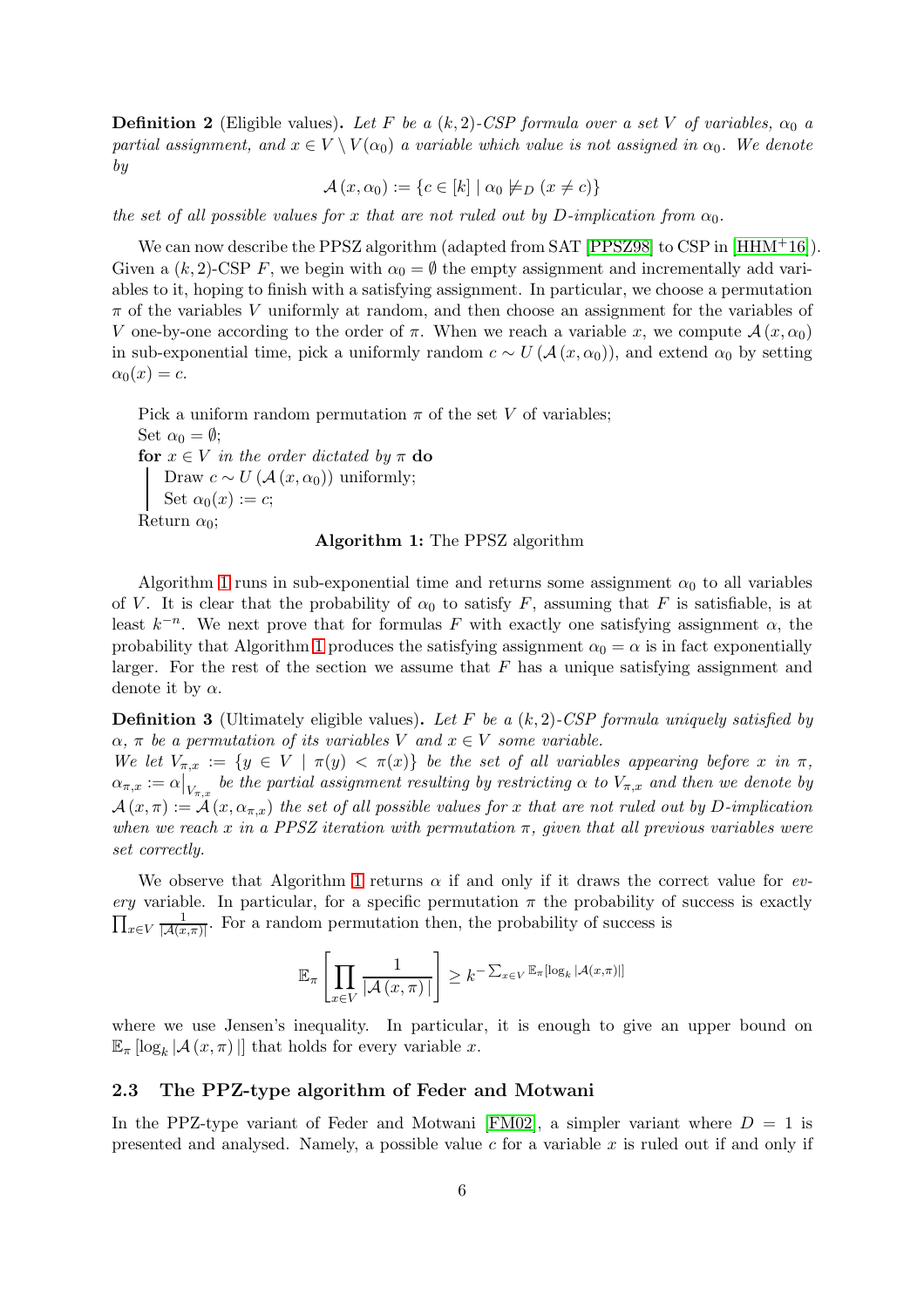**Definition 2** (Eligible values)**.** *Let $F$ be a $(k,2)$-CSP formula over a set $V$ of variables, $\alpha_0$ a partial assignment, and $x \in V \setminus V(\alpha_0)$ a variable which value is not assigned in $\alpha_0$. We denote by*

$$\mathcal{A}(x, \alpha_0) := \{c \in [k] \mid \alpha_0 \not\models_D (x \neq c)\}$$

*the set of all possible values for $x$ that are not ruled out by $D$-implication from $\alpha_0$.*

We can now describe the PPSZ algorithm (adapted from SAT [PPSZ98] to CSP in [HHM+16]). Given a $(k,2)$-CSP $F$, we begin with $\alpha_0 = \emptyset$ the empty assignment and incrementally add variables to it, hoping to finish with a satisfying assignment. In particular, we choose a permutation $\pi$ of the variables $V$ uniformly at random, and then choose an assignment for the variables of $V$ one-by-one according to the order of $\pi$. When we reach a variable $x$, we compute $\mathcal{A}(x, \alpha_0)$ in sub-exponential time, pick a uniformly random $c \sim U(\mathcal{A}(x, \alpha_0))$, and extend $\alpha_0$ by setting $\alpha_0(x) = c$.

```
Pick a uniform random permutation π of the set V of variables;
Set α0 = ∅;
for x ∈ V in the order dictated by π do
    Draw c ~ U(A(x, α0)) uniformly;
    Set α0(x) := c;
Return α0;
```

**Algorithm 1:** The PPSZ algorithm

Algorithm 1 runs in sub-exponential time and returns some assignment $\alpha_0$ to all variables of $V$. It is clear that the probability of $\alpha_0$ to satisfy $F$, assuming that $F$ is satisfiable, is at least $k^{-n}$. We next prove that for formulas $F$ with exactly one satisfying assignment $\alpha$, the probability that Algorithm 1 produces the satisfying assignment $\alpha_0 = \alpha$ is in fact exponentially larger. For the rest of the section we assume that $F$ has a unique satisfying assignment and denote it by $\alpha$.

**Definition 3** (Ultimately eligible values)**.** *Let $F$ be a $(k,2)$-CSP formula uniquely satisfied by $\alpha$, $\pi$ be a permutation of its variables $V$ and $x \in V$ some variable.*
*We let $V_{\pi,x} := \{y \in V \mid \pi(y) < \pi(x)\}$ be the set of all variables appearing before $x$ in $\pi$, $\alpha_{\pi,x} := \alpha\big|_{V_{\pi,x}}$ be the partial assignment resulting by restricting $\alpha$ to $V_{\pi,x}$ and then we denote by $\mathcal{A}(x,\pi) := \mathcal{A}(x, \alpha_{\pi,x})$ the set of all possible values for $x$ that are not ruled out by $D$-implication when we reach $x$ in a PPSZ iteration with permutation $\pi$, given that all previous variables were set correctly.*

We observe that Algorithm 1 returns $\alpha$ if and only if it draws the correct value for *every* variable. In particular, for a specific permutation $\pi$ the probability of success is exactly $\prod_{x \in V} \frac{1}{|\mathcal{A}(x,\pi)|}$. For a random permutation then, the probability of success is

$$\mathbb{E}_\pi \left[ \prod_{x \in V} \frac{1}{|\mathcal{A}(x,\pi)|} \right] \geq k^{-\sum_{x \in V} \mathbb{E}_\pi [\log_k |\mathcal{A}(x,\pi)|]}$$

where we use Jensen's inequality. In particular, it is enough to give an upper bound on $\mathbb{E}_\pi [\log_k |\mathcal{A}(x,\pi)|]$ that holds for every variable $x$.

### 2.3 The PPZ-type algorithm of Feder and Motwani

In the PPZ-type variant of Feder and Motwani [FM02], a simpler variant where $D = 1$ is presented and analysed. Namely, a possible value $c$ for a variable $x$ is ruled out if and only if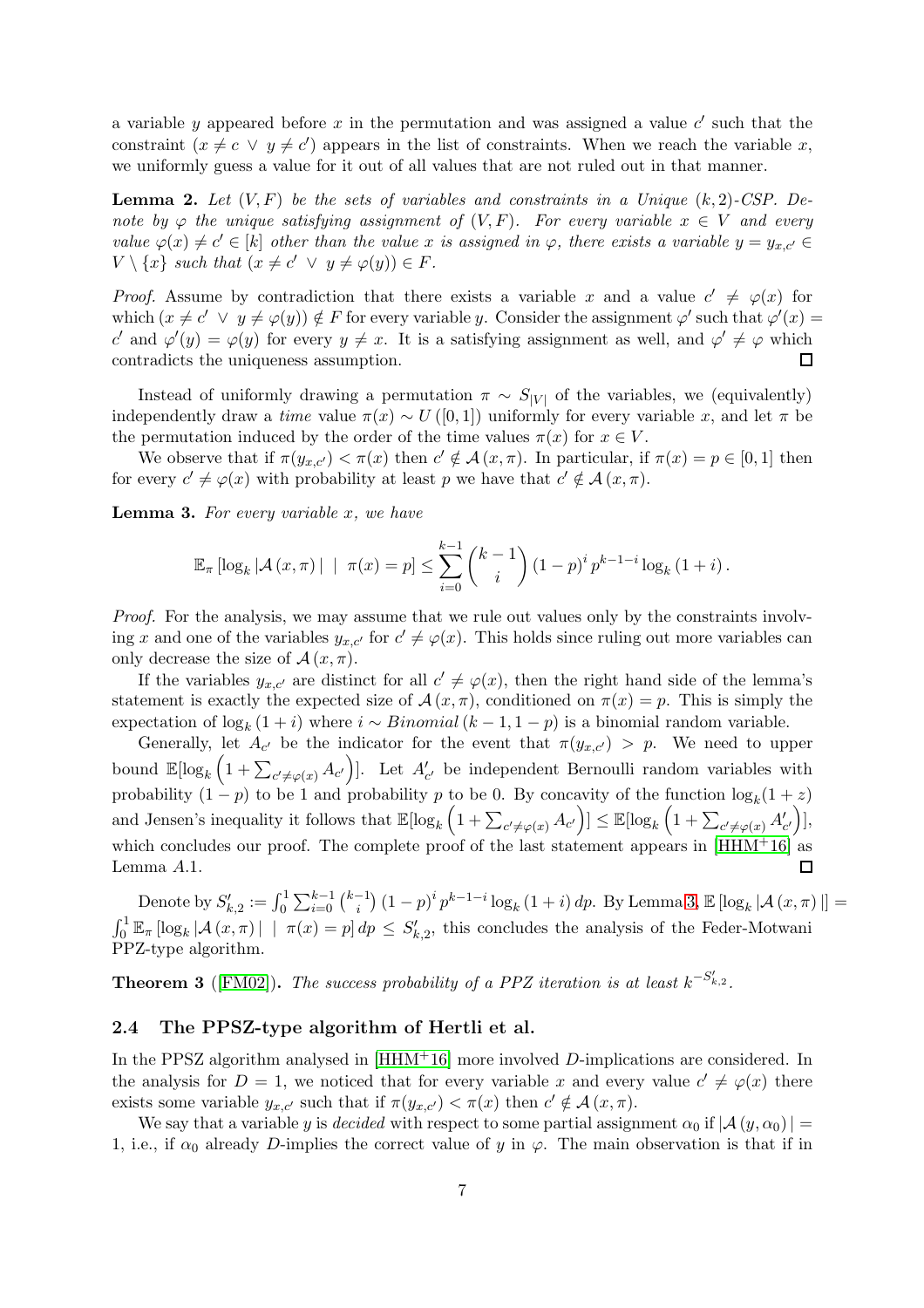a variable $y$ appeared before $x$ in the permutation and was assigned a value $c'$ such that the constraint $(x \neq c \vee y \neq c')$ appears in the list of constraints. When we reach the variable $x$, we uniformly guess a value for it out of all values that are not ruled out in that manner.

**Lemma 2.** *Let $(V, F)$ be the sets of variables and constraints in a Unique $(k,2)$-CSP. Denote by $\varphi$ the unique satisfying assignment of $(V, F)$. For every variable $x \in V$ and every value $\varphi(x) \neq c' \in [k]$ other than the value $x$ is assigned in $\varphi$, there exists a variable $y = y_{x,c'} \in V \setminus \{x\}$ such that $(x \neq c' \vee y \neq \varphi(y)) \in F$.*

*Proof.* Assume by contradiction that there exists a variable $x$ and a value $c' \neq \varphi(x)$ for which $(x \neq c' \vee y \neq \varphi(y)) \notin F$ for every variable $y$. Consider the assignment $\varphi'$ such that $\varphi'(x) = c'$ and $\varphi'(y) = \varphi(y)$ for every $y \neq x$. It is a satisfying assignment as well, and $\varphi' \neq \varphi$ which contradicts the uniqueness assumption. □

Instead of uniformly drawing a permutation $\pi \sim S_{|V|}$ of the variables, we (equivalently) independently draw a *time* value $\pi(x) \sim U([0,1])$ uniformly for every variable $x$, and let $\pi$ be the permutation induced by the order of the time values $\pi(x)$ for $x \in V$.

We observe that if $\pi(y_{x,c'}) < \pi(x)$ then $c' \notin \mathcal{A}(x, \pi)$. In particular, if $\pi(x) = p \in [0,1]$ then for every $c' \neq \varphi(x)$ with probability at least $p$ we have that $c' \notin \mathcal{A}(x, \pi)$.

**Lemma 3.** *For every variable $x$, we have*

$$\mathbb{E}_{\pi}\left[\log_k |\mathcal{A}(x, \pi)| \mid \pi(x) = p\right] \leq \sum_{i=0}^{k-1} \binom{k-1}{i} (1-p)^i p^{k-1-i} \log_k (1+i).$$

*Proof.* For the analysis, we may assume that we rule out values only by the constraints involving $x$ and one of the variables $y_{x,c'}$ for $c' \neq \varphi(x)$. This holds since ruling out more variables can only decrease the size of $\mathcal{A}(x, \pi)$.

If the variables $y_{x,c'}$ are distinct for all $c' \neq \varphi(x)$, then the right hand side of the lemma's statement is exactly the expected size of $\mathcal{A}(x, \pi)$, conditioned on $\pi(x) = p$. This is simply the expectation of $\log_k(1+i)$ where $i \sim Binomial(k-1, 1-p)$ is a binomial random variable.

Generally, let $A_{c'}$ be the indicator for the event that $\pi(y_{x,c'}) > p$. We need to upper bound $\mathbb{E}[\log_k \left(1 + \sum_{c' \neq \varphi(x)} A_{c'}\right)]$. Let $A'_{c'}$ be independent Bernoulli random variables with probability $(1-p)$ to be 1 and probability $p$ to be 0. By concavity of the function $\log_k(1+z)$ and Jensen's inequality it follows that $\mathbb{E}[\log_k \left(1 + \sum_{c' \neq \varphi(x)} A_{c'}\right)] \leq \mathbb{E}[\log_k \left(1 + \sum_{c' \neq \varphi(x)} A'_{c'}\right)]$, which concludes our proof. The complete proof of the last statement appears in [HHM+16] as Lemma $A.1$. □

Denote by $S'_{k,2} := \int_0^1 \sum_{i=0}^{k-1} \binom{k-1}{i} (1-p)^i p^{k-1-i} \log_k (1+i)\, dp$. By Lemma 3, $\mathbb{E}\left[\log_k |\mathcal{A}(x, \pi)|\right] = \int_0^1 \mathbb{E}_{\pi}\left[\log_k |\mathcal{A}(x, \pi)| \mid \pi(x) = p\right] dp \leq S'_{k,2}$, this concludes the analysis of the Feder-Motwani PPZ-type algorithm.

**Theorem 3** ([FM02]). *The success probability of a PPZ iteration is at least $k^{-S'_{k,2}}$.*

### 2.4 The PPSZ-type algorithm of Hertli et al.

In the PPSZ algorithm analysed in [HHM+16] more involved $D$-implications are considered. In the analysis for $D = 1$, we noticed that for every variable $x$ and every value $c' \neq \varphi(x)$ there exists some variable $y_{x,c'}$ such that if $\pi(y_{x,c'}) < \pi(x)$ then $c' \notin \mathcal{A}(x, \pi)$.

We say that a variable $y$ is *decided* with respect to some partial assignment $\alpha_0$ if $|\mathcal{A}(y, \alpha_0)| = 1$, i.e., if $\alpha_0$ already $D$-implies the correct value of $y$ in $\varphi$. The main observation is that if in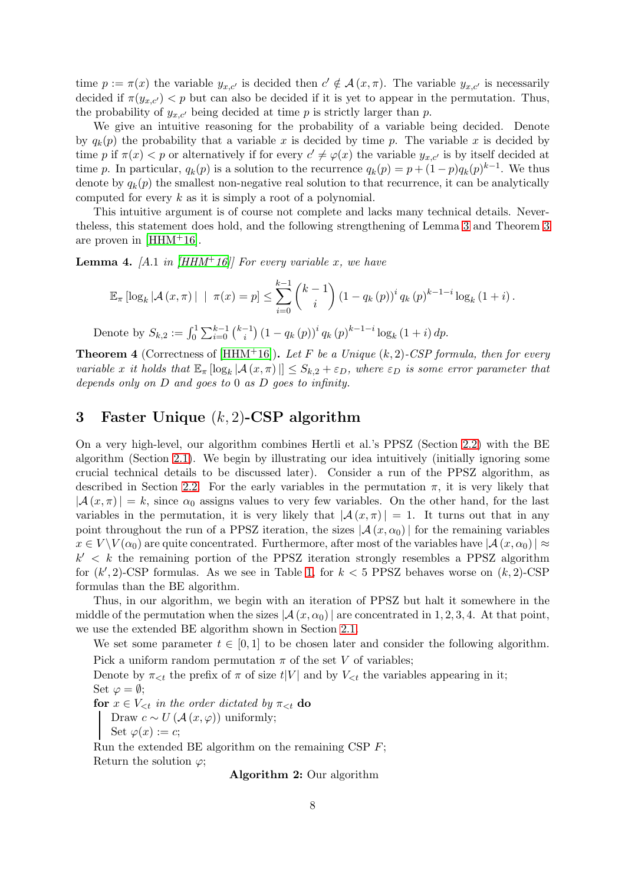time $p := \pi(x)$ the variable $y_{x,c'}$ is decided then $c' \notin \mathcal{A}(x, \pi)$. The variable $y_{x,c'}$ is necessarily decided if $\pi(y_{x,c'}) < p$ but can also be decided if it is yet to appear in the permutation. Thus, the probability of $y_{x,c'}$ being decided at time $p$ is strictly larger than $p$.

We give an intuitive reasoning for the probability of a variable being decided. Denote by $q_k(p)$ the probability that a variable $x$ is decided by time $p$. The variable $x$ is decided by time $p$ if $\pi(x) < p$ or alternatively if for every $c' \neq \varphi(x)$ the variable $y_{x,c'}$ is by itself decided at time $p$. In particular, $q_k(p)$ is a solution to the recurrence $q_k(p) = p + (1-p)q_k(p)^{k-1}$. We thus denote by $q_k(p)$ the smallest non-negative real solution to that recurrence, it can be analytically computed for every $k$ as it is simply a root of a polynomial.

This intuitive argument is of course not complete and lacks many technical details. Nevertheless, this statement does hold, and the following strengthening of Lemma 3 and Theorem 3 are proven in [HHM+16].

**Lemma 4.** *[A.1 in [HHM+16]] For every variable $x$, we have*

$$\mathbb{E}_\pi \left[\log_k |\mathcal{A}(x, \pi)| \mid \pi(x) = p\right] \leq \sum_{i=0}^{k-1} \binom{k-1}{i} \left(1 - q_k(p)\right)^i q_k(p)^{k-1-i} \log_k(1+i).$$

Denote by $S_{k,2} := \int_0^1 \sum_{i=0}^{k-1} \binom{k-1}{i} \left(1 - q_k(p)\right)^i q_k(p)^{k-1-i} \log_k(1+i)\, dp$.

**Theorem 4** (Correctness of [HHM+16])**.** *Let $F$ be a Unique $(k,2)$-CSP formula, then for every variable $x$ it holds that $\mathbb{E}_\pi[\log_k |\mathcal{A}(x, \pi)|] \leq S_{k,2} + \varepsilon_D$, where $\varepsilon_D$ is some error parameter that depends only on $D$ and goes to $0$ as $D$ goes to infinity.*

## 3 Faster Unique $(k,2)$-CSP algorithm

On a very high-level, our algorithm combines Hertli et al.'s PPSZ (Section 2.2) with the BE algorithm (Section 2.1). We begin by illustrating our idea intuitively (initially ignoring some crucial technical details to be discussed later). Consider a run of the PPSZ algorithm, as described in Section 2.2. For the early variables in the permutation $\pi$, it is very likely that $|\mathcal{A}(x, \pi)| = k$, since $\alpha_0$ assigns values to very few variables. On the other hand, for the last variables in the permutation, it is very likely that $|\mathcal{A}(x, \pi)| = 1$. It turns out that in any point throughout the run of a PPSZ iteration, the sizes $|\mathcal{A}(x, \alpha_0)|$ for the remaining variables $x \in V \backslash V(\alpha_0)$ are quite concentrated. Furthermore, after most of the variables have $|\mathcal{A}(x, \alpha_0)| \approx k' < k$ the remaining portion of the PPSZ iteration strongly resembles a PPSZ algorithm for $(k',2)$-CSP formulas. As we see in Table 1, for $k < 5$ PPSZ behaves worse on $(k,2)$-CSP formulas than the BE algorithm.

Thus, in our algorithm, we begin with an iteration of PPSZ but halt it somewhere in the middle of the permutation when the sizes $|\mathcal{A}(x, \alpha_0)|$ are concentrated in $1, 2, 3, 4$. At that point, we use the extended BE algorithm shown in Section 2.1.

We set some parameter $t \in [0,1]$ to be chosen later and consider the following algorithm.

Pick a uniform random permutation $\pi$ of the set $V$ of variables;
Denote by $\pi_{<t}$ the prefix of $\pi$ of size $t|V|$ and by $V_{<t}$ the variables appearing in it;
Set $\varphi = \emptyset$;
**for** $x \in V_{<t}$ *in the order dictated by* $\pi_{<t}$ **do**
  Draw $c \sim U(\mathcal{A}(x, \varphi))$ uniformly;
  Set $\varphi(x) := c$;
Run the extended BE algorithm on the remaining CSP $F$;
Return the solution $\varphi$;

**Algorithm 2:** Our algorithm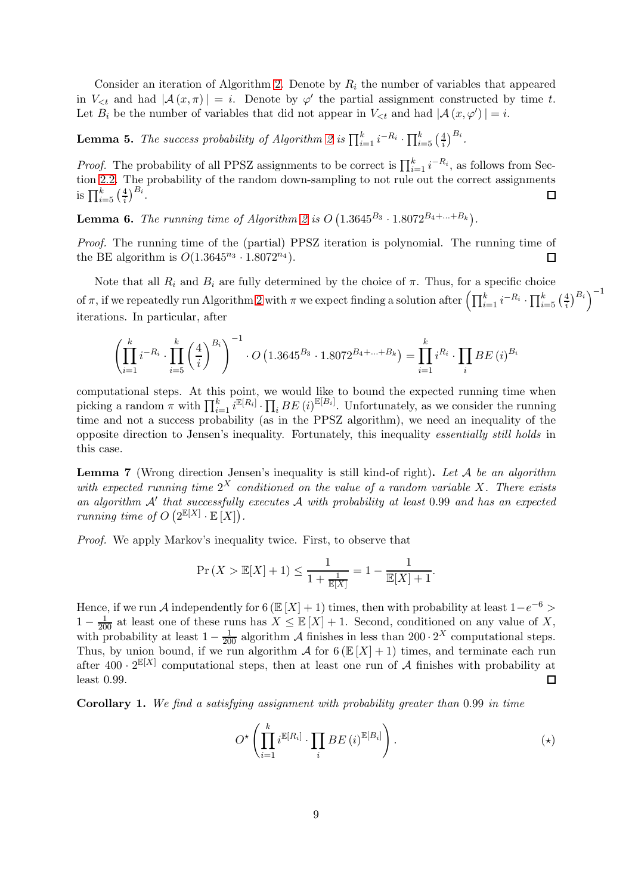Consider an iteration of Algorithm 2. Denote by $R_i$ the number of variables that appeared in $V_{<t}$ and had $|\mathcal{A}(x, \pi)| = i$. Denote by $\varphi'$ the partial assignment constructed by time $t$. Let $B_i$ be the number of variables that did not appear in $V_{<t}$ and had $|\mathcal{A}(x, \varphi')| = i$.

**Lemma 5.** *The success probability of Algorithm 2 is* $\prod_{i=1}^{k} i^{-R_i} \cdot \prod_{i=5}^{k} \left(\frac{4}{i}\right)^{B_i}$.

*Proof.* The probability of all PPSZ assignments to be correct is $\prod_{i=1}^{k} i^{-R_i}$, as follows from Section 2.2. The probability of the random down-sampling to not rule out the correct assignments is $\prod_{i=5}^{k} \left(\frac{4}{i}\right)^{B_i}$. $\square$

**Lemma 6.** *The running time of Algorithm 2 is* $O\left(1.3645^{B_3} \cdot 1.8072^{B_4 + \ldots + B_k}\right)$.

*Proof.* The running time of the (partial) PPSZ iteration is polynomial. The running time of the BE algorithm is $O(1.3645^{n_3} \cdot 1.8072^{n_4})$. $\square$

Note that all $R_i$ and $B_i$ are fully determined by the choice of $\pi$. Thus, for a specific choice of $\pi$, if we repeatedly run Algorithm 2 with $\pi$ we expect finding a solution after $\left(\prod_{i=1}^{k} i^{-R_i} \cdot \prod_{i=5}^{k} \left(\frac{4}{i}\right)^{B_i}\right)^{-1}$ iterations. In particular, after

$$\left(\prod_{i=1}^{k} i^{-R_i} \cdot \prod_{i=5}^{k} \left(\frac{4}{i}\right)^{B_i}\right)^{-1} \cdot O\left(1.3645^{B_3} \cdot 1.8072^{B_4 + \ldots + B_k}\right) = \prod_{i=1}^{k} i^{R_i} \cdot \prod_{i} BE\left(i\right)^{B_i}$$

computational steps. At this point, we would like to bound the expected running time when picking a random $\pi$ with $\prod_{i=1}^{k} i^{\mathbb{E}[R_i]} \cdot \prod_{i} BE\left(i\right)^{\mathbb{E}[B_i]}$. Unfortunately, as we consider the running time and not a success probability (as in the PPSZ algorithm), we need an inequality of the opposite direction to Jensen's inequality. Fortunately, this inequality *essentially still holds* in this case.

**Lemma 7** (Wrong direction Jensen's inequality is still kind-of right)**.** *Let $\mathcal{A}$ be an algorithm with expected running time $2^X$ conditioned on the value of a random variable $X$. There exists an algorithm $\mathcal{A}'$ that successfully executes $\mathcal{A}$ with probability at least 0.99 and has an expected running time of $O\left(2^{\mathbb{E}[X]} \cdot \mathbb{E}\left[X\right]\right)$.*

*Proof.* We apply Markov's inequality twice. First, to observe that

$$\Pr\left(X > \mathbb{E}[X] + 1\right) \leq \frac{1}{1 + \frac{1}{\mathbb{E}[X]}} = 1 - \frac{1}{\mathbb{E}[X] + 1}.$$

Hence, if we run $\mathcal{A}$ independently for $6\left(\mathbb{E}\left[X\right] + 1\right)$ times, then with probability at least $1 - e^{-6} > 1 - \frac{1}{200}$ at least one of these runs has $X \leq \mathbb{E}\left[X\right] + 1$. Second, conditioned on any value of $X$, with probability at least $1 - \frac{1}{200}$ algorithm $\mathcal{A}$ finishes in less than $200 \cdot 2^X$ computational steps. Thus, by union bound, if we run algorithm $\mathcal{A}$ for $6\left(\mathbb{E}\left[X\right] + 1\right)$ times, and terminate each run after $400 \cdot 2^{\mathbb{E}[X]}$ computational steps, then at least one run of $\mathcal{A}$ finishes with probability at least 0.99. $\square$

**Corollary 1.** *We find a satisfying assignment with probability greater than 0.99 in time*

$$O^{\star}\left(\prod_{i=1}^{k} i^{\mathbb{E}[R_i]} \cdot \prod_{i} BE\left(i\right)^{\mathbb{E}[B_i]}\right). \tag{$\star$}$$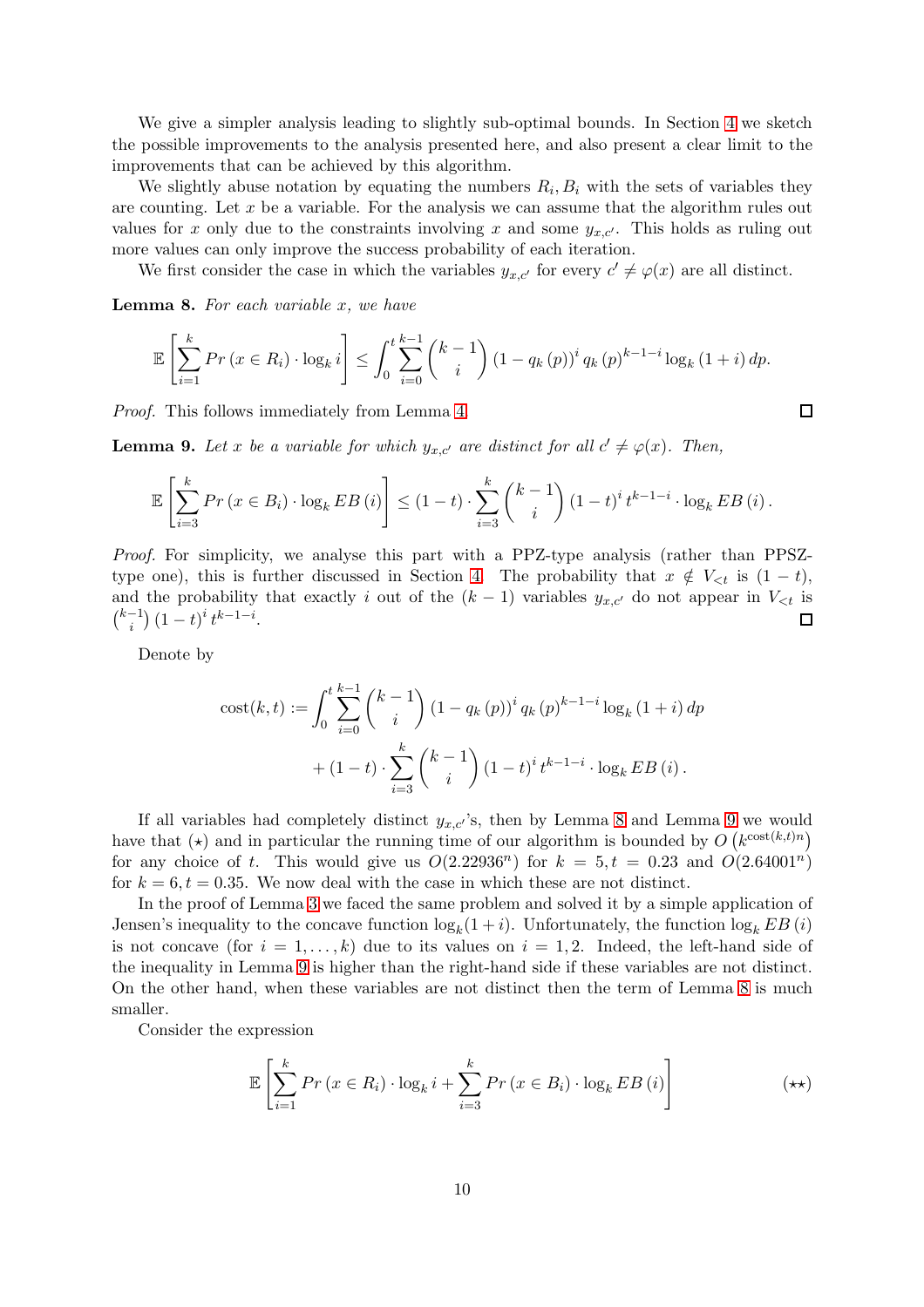We give a simpler analysis leading to slightly sub-optimal bounds. In Section 4 we sketch the possible improvements to the analysis presented here, and also present a clear limit to the improvements that can be achieved by this algorithm.

We slightly abuse notation by equating the numbers $R_i, B_i$ with the sets of variables they are counting. Let $x$ be a variable. For the analysis we can assume that the algorithm rules out values for $x$ only due to the constraints involving $x$ and some $y_{x,c'}$. This holds as ruling out more values can only improve the success probability of each iteration.

We first consider the case in which the variables $y_{x,c'}$ for every $c' \neq \varphi(x)$ are all distinct.

**Lemma 8.** *For each variable $x$, we have*

$$\mathbb{E}\left[\sum_{i=1}^{k} Pr\left(x \in R_i\right) \cdot \log_k i\right] \leq \int_0^t \sum_{i=0}^{k-1} \binom{k-1}{i} \left(1 - q_k\left(p\right)\right)^i q_k\left(p\right)^{k-1-i} \log_k\left(1+i\right) dp.$$

*Proof.* This follows immediately from Lemma 4. ◻

**Lemma 9.** *Let $x$ be a variable for which $y_{x,c'}$ are distinct for all $c' \neq \varphi(x)$. Then,*

$$\mathbb{E}\left[\sum_{i=3}^{k} Pr\left(x \in B_i\right) \cdot \log_k EB\left(i\right)\right] \leq (1-t) \cdot \sum_{i=3}^{k} \binom{k-1}{i} (1-t)^i t^{k-1-i} \cdot \log_k EB\left(i\right).$$

*Proof.* For simplicity, we analyse this part with a PPZ-type analysis (rather than PPSZ-type one), this is further discussed in Section 4. The probability that $x \notin V_{<t}$ is $(1-t)$, and the probability that exactly $i$ out of the $(k-1)$ variables $y_{x,c'}$ do not appear in $V_{<t}$ is $\binom{k-1}{i}(1-t)^i t^{k-1-i}$. ◻

Denote by

$$\begin{aligned}
\mathrm{cost}(k,t) := &\int_0^t \sum_{i=0}^{k-1} \binom{k-1}{i} \left(1 - q_k\left(p\right)\right)^i q_k\left(p\right)^{k-1-i} \log_k\left(1+i\right) dp \\
&+ (1-t) \cdot \sum_{i=3}^{k} \binom{k-1}{i} (1-t)^i t^{k-1-i} \cdot \log_k EB\left(i\right).
\end{aligned}$$

If all variables had completely distinct $y_{x,c'}$'s, then by Lemma 8 and Lemma 9 we would have that $(\star)$ and in particular the running time of our algorithm is bounded by $O\left(k^{\mathrm{cost}(k,t)n}\right)$ for any choice of $t$. This would give us $O(2.22936^n)$ for $k = 5, t = 0.23$ and $O(2.64001^n)$ for $k = 6, t = 0.35$. We now deal with the case in which these are not distinct.

In the proof of Lemma 3 we faced the same problem and solved it by a simple application of Jensen's inequality to the concave function $\log_k(1+i)$. Unfortunately, the function $\log_k EB\left(i\right)$ is not concave (for $i = 1, \ldots, k$) due to its values on $i = 1, 2$. Indeed, the left-hand side of the inequality in Lemma 9 is higher than the right-hand side if these variables are not distinct. On the other hand, when these variables are not distinct then the term of Lemma 8 is much smaller.

Consider the expression

$$\mathbb{E}\left[\sum_{i=1}^{k} Pr\left(x \in R_i\right) \cdot \log_k i + \sum_{i=3}^{k} Pr\left(x \in B_i\right) \cdot \log_k EB\left(i\right)\right] \qquad (\star\star)$$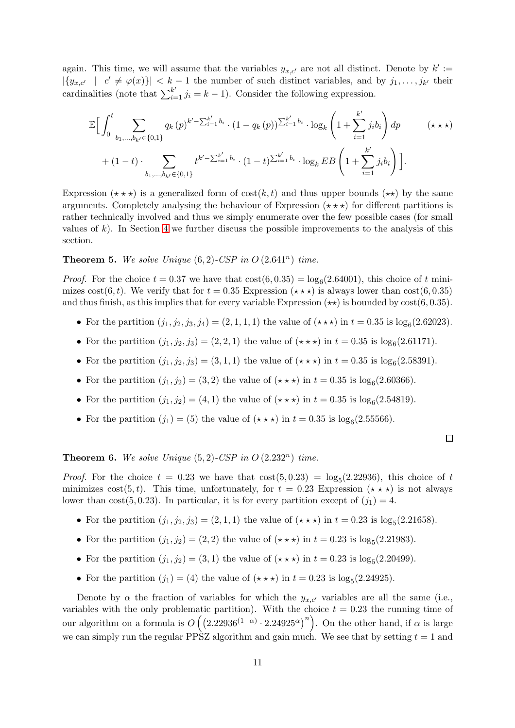again. This time, we will assume that the variables $y_{x,c'}$ are not all distinct. Denote by $k' := |\{y_{x,c'} \mid c' \neq \varphi(x)\}| < k-1$ the number of such distinct variables, and by $j_1, \ldots, j_{k'}$ their cardinalities (note that $\sum_{i=1}^{k'} j_i = k-1$). Consider the following expression.

$$\mathbb{E}\Big[\int_0^t \sum_{b_1,\ldots,b_{k'}\in\{0,1\}} q_k(p)^{k'-\sum_{i=1}^{k'} b_i} \cdot (1-q_k(p))^{\sum_{i=1}^{k'} b_i} \cdot \log_k\left(1+\sum_{i=1}^{k'} j_i b_i\right) dp \qquad (\star\star\star)$$

$$+ (1-t)\cdot \sum_{b_1,\ldots,b_{k'}\in\{0,1\}} t^{k'-\sum_{i=1}^{k'} b_i} \cdot (1-t)^{\sum_{i=1}^{k'} b_i} \cdot \log_k EB\left(1+\sum_{i=1}^{k'} j_i b_i\right)\Big].$$

Expression $(\star\star\star)$ is a generalized form of $\text{cost}(k,t)$ and thus upper bounds $(\star\star)$ by the same arguments. Completely analysing the behaviour of Expression $(\star\star\star)$ for different partitions is rather technically involved and thus we simply enumerate over the few possible cases (for small values of $k$). In Section 4 we further discuss the possible improvements to the analysis of this section.

**Theorem 5.** *We solve Unique $(6,2)$-CSP in $O(2.641^n)$ time.*

*Proof.* For the choice $t = 0.37$ we have that $\text{cost}(6, 0.35) = \log_6(2.64001)$, this choice of $t$ minimizes $\text{cost}(6,t)$. We verify that for $t = 0.35$ Expression $(\star\star\star)$ is always lower than $\text{cost}(6, 0.35)$ and thus finish, as this implies that for every variable Expression $(\star\star)$ is bounded by $\text{cost}(6, 0.35)$.

- For the partition $(j_1, j_2, j_3, j_4) = (2, 1, 1, 1)$ the value of $(\star\star\star)$ in $t = 0.35$ is $\log_6(2.62023)$.
- For the partition $(j_1, j_2, j_3) = (2, 2, 1)$ the value of $(\star\star\star)$ in $t = 0.35$ is $\log_6(2.61171)$.
- For the partition $(j_1, j_2, j_3) = (3, 1, 1)$ the value of $(\star\star\star)$ in $t = 0.35$ is $\log_6(2.58391)$.
- For the partition $(j_1, j_2) = (3, 2)$ the value of $(\star\star\star)$ in $t = 0.35$ is $\log_6(2.60366)$.
- For the partition $(j_1, j_2) = (4, 1)$ the value of $(\star\star\star)$ in $t = 0.35$ is $\log_6(2.54819)$.
- For the partition $(j_1) = (5)$ the value of $(\star\star\star)$ in $t = 0.35$ is $\log_6(2.55566)$.

$\square$

**Theorem 6.** *We solve Unique $(5,2)$-CSP in $O(2.232^n)$ time.*

*Proof.* For the choice $t = 0.23$ we have that $\text{cost}(5, 0.23) = \log_5(2.22936)$, this choice of $t$ minimizes $\text{cost}(5,t)$. This time, unfortunately, for $t = 0.23$ Expression $(\star\star\star)$ is not always lower than $\text{cost}(5, 0.23)$. In particular, it is for every partition except of $(j_1) = 4$.

- For the partition $(j_1, j_2, j_3) = (2, 1, 1)$ the value of $(\star\star\star)$ in $t = 0.23$ is $\log_5(2.21658)$.
- For the partition $(j_1, j_2) = (2, 2)$ the value of $(\star\star\star)$ in $t = 0.23$ is $\log_5(2.21983)$.
- For the partition $(j_1, j_2) = (3, 1)$ the value of $(\star\star\star)$ in $t = 0.23$ is $\log_5(2.20499)$.
- For the partition $(j_1) = (4)$ the value of $(\star\star\star)$ in $t = 0.23$ is $\log_5(2.24925)$.

Denote by $\alpha$ the fraction of variables for which the $y_{x,c'}$ variables are all the same (i.e., variables with the only problematic partition). With the choice $t = 0.23$ the running time of our algorithm on a formula is $O\left(\left(2.22936^{(1-\alpha)} \cdot 2.24925^{\alpha}\right)^n\right)$. On the other hand, if $\alpha$ is large we can simply run the regular PPSZ algorithm and gain much. We see that by setting $t = 1$ and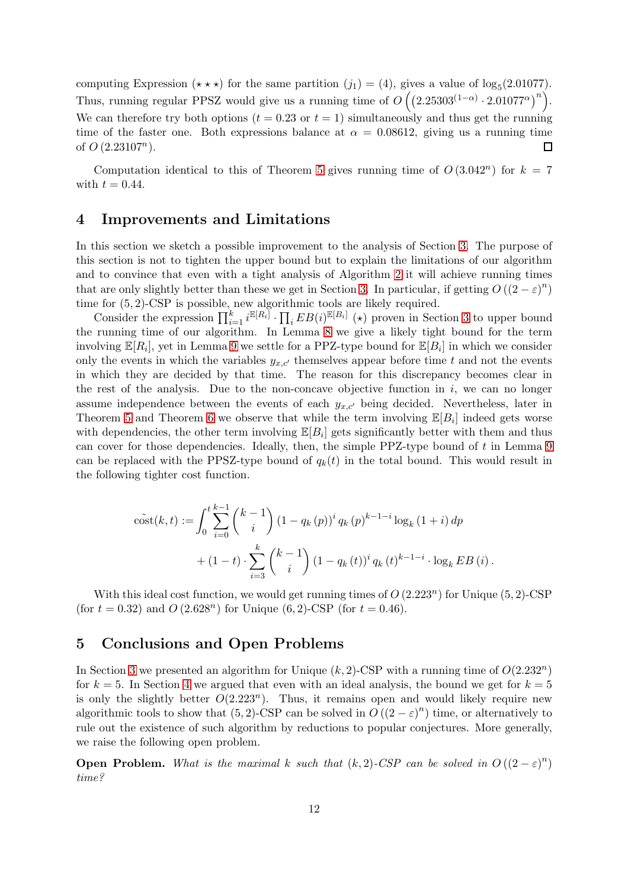computing Expression $(\star\star\star)$ for the same partition $(j_1) = (4)$, gives a value of $\log_5(2.01077)$. Thus, running regular PPSZ would give us a running time of $O\left(\left(2.25303^{(1-\alpha)} \cdot 2.01077^{\alpha}\right)^n\right)$. We can therefore try both options ($t = 0.23$ or $t = 1$) simultaneously and thus get the running time of the faster one. Both expressions balance at $\alpha = 0.08612$, giving us a running time of $O(2.23107^n)$. ◻

Computation identical to this of Theorem 5 gives running time of $O(3.042^n)$ for $k = 7$ with $t = 0.44$.

## 4 Improvements and Limitations

In this section we sketch a possible improvement to the analysis of Section 3. The purpose of this section is not to tighten the upper bound but to explain the limitations of our algorithm and to convince that even with a tight analysis of Algorithm 2 it will achieve running times that are only slightly better than these we get in Section 3. In particular, if getting $O((2-\varepsilon)^n)$ time for $(5,2)$-CSP is possible, new algorithmic tools are likely required.

Consider the expression $\prod_{i=1}^{k} i^{\mathbb{E}[R_i]} \cdot \prod_i EB(i)^{\mathbb{E}[B_i]}$ $(\star)$ proven in Section 3 to upper bound the running time of our algorithm. In Lemma 8 we give a likely tight bound for the term involving $\mathbb{E}[R_i]$, yet in Lemma 9 we settle for a PPZ-type bound for $\mathbb{E}[B_i]$ in which we consider only the events in which the variables $y_{x,c'}$ themselves appear before time $t$ and not the events in which they are decided by that time. The reason for this discrepancy becomes clear in the rest of the analysis. Due to the non-concave objective function in $i$, we can no longer assume independence between the events of each $y_{x,c'}$ being decided. Nevertheless, later in Theorem 5 and Theorem 6 we observe that while the term involving $\mathbb{E}[B_i]$ indeed gets worse with dependencies, the other term involving $\mathbb{E}[B_i]$ gets significantly better with them and thus can cover for those dependencies. Ideally, then, the simple PPZ-type bound of $t$ in Lemma 9 can be replaced with the PPSZ-type bound of $q_k(t)$ in the total bound. This would result in the following tighter cost function.

$$
\tilde{\text{cost}}(k,t) := \int_0^t \sum_{i=0}^{k-1} \binom{k-1}{i} (1-q_k(p))^i \, q_k(p)^{k-1-i} \log_k(1+i)\, dp
$$
$$
+ (1-t) \cdot \sum_{i=3}^{k} \binom{k-1}{i} (1-q_k(t))^i \, q_k(t)^{k-1-i} \cdot \log_k EB(i)\,.
$$

With this ideal cost function, we would get running times of $O(2.223^n)$ for Unique $(5,2)$-CSP (for $t = 0.32$) and $O(2.628^n)$ for Unique $(6,2)$-CSP (for $t = 0.46$).

## 5 Conclusions and Open Problems

In Section 3 we presented an algorithm for Unique $(k,2)$-CSP with a running time of $O(2.232^n)$ for $k = 5$. In Section 4 we argued that even with an ideal analysis, the bound we get for $k = 5$ is only the slightly better $O(2.223^n)$. Thus, it remains open and would likely require new algorithmic tools to show that $(5,2)$-CSP can be solved in $O((2-\varepsilon)^n)$ time, or alternatively to rule out the existence of such algorithm by reductions to popular conjectures. More generally, we raise the following open problem.

**Open Problem.** *What is the maximal $k$ such that $(k,2)$-CSP can be solved in $O((2-\varepsilon)^n)$ time?*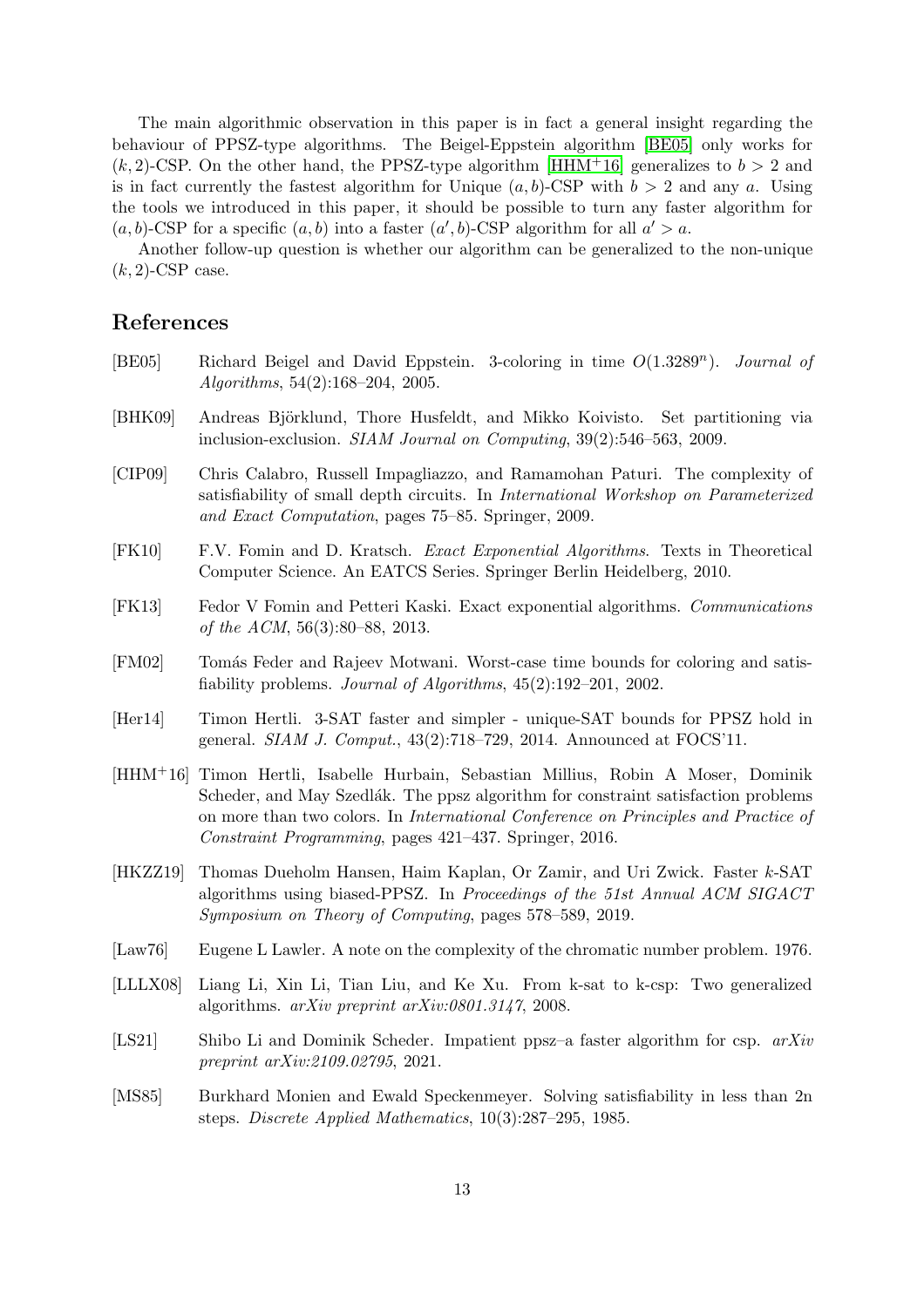The main algorithmic observation in this paper is in fact a general insight regarding the behaviour of PPSZ-type algorithms. The Beigel-Eppstein algorithm [BE05] only works for $(k, 2)$-CSP. On the other hand, the PPSZ-type algorithm [HHM+16] generalizes to $b > 2$ and is in fact currently the fastest algorithm for Unique $(a, b)$-CSP with $b > 2$ and any $a$. Using the tools we introduced in this paper, it should be possible to turn any faster algorithm for $(a, b)$-CSP for a specific $(a, b)$ into a faster $(a', b)$-CSP algorithm for all $a' > a$.

Another follow-up question is whether our algorithm can be generalized to the non-unique $(k, 2)$-CSP case.

## References

- [BE05] Richard Beigel and David Eppstein. 3-coloring in time $O(1.3289^n)$. *Journal of Algorithms*, 54(2):168–204, 2005.
- [BHK09] Andreas Björklund, Thore Husfeldt, and Mikko Koivisto. Set partitioning via inclusion-exclusion. *SIAM Journal on Computing*, 39(2):546–563, 2009.
- [CIP09] Chris Calabro, Russell Impagliazzo, and Ramamohan Paturi. The complexity of satisfiability of small depth circuits. In *International Workshop on Parameterized and Exact Computation*, pages 75–85. Springer, 2009.
- [FK10] F.V. Fomin and D. Kratsch. *Exact Exponential Algorithms*. Texts in Theoretical Computer Science. An EATCS Series. Springer Berlin Heidelberg, 2010.
- [FK13] Fedor V Fomin and Petteri Kaski. Exact exponential algorithms. *Communications of the ACM*, 56(3):80–88, 2013.
- [FM02] Tomás Feder and Rajeev Motwani. Worst-case time bounds for coloring and satisfiability problems. *Journal of Algorithms*, 45(2):192–201, 2002.
- [Her14] Timon Hertli. 3-SAT faster and simpler - unique-SAT bounds for PPSZ hold in general. *SIAM J. Comput.*, 43(2):718–729, 2014. Announced at FOCS'11.
- [HHM+16] Timon Hertli, Isabelle Hurbain, Sebastian Millius, Robin A Moser, Dominik Scheder, and May Szedlák. The ppsz algorithm for constraint satisfaction problems on more than two colors. In *International Conference on Principles and Practice of Constraint Programming*, pages 421–437. Springer, 2016.
- [HKZZ19] Thomas Dueholm Hansen, Haim Kaplan, Or Zamir, and Uri Zwick. Faster $k$-SAT algorithms using biased-PPSZ. In *Proceedings of the 51st Annual ACM SIGACT Symposium on Theory of Computing*, pages 578–589, 2019.
- [Law76] Eugene L Lawler. A note on the complexity of the chromatic number problem. 1976.
- [LLLX08] Liang Li, Xin Li, Tian Liu, and Ke Xu. From k-sat to k-csp: Two generalized algorithms. *arXiv preprint arXiv:0801.3147*, 2008.
- [LS21] Shibo Li and Dominik Scheder. Impatient ppsz–a faster algorithm for csp. *arXiv preprint arXiv:2109.02795*, 2021.
- [MS85] Burkhard Monien and Ewald Speckenmeyer. Solving satisfiability in less than 2n steps. *Discrete Applied Mathematics*, 10(3):287–295, 1985.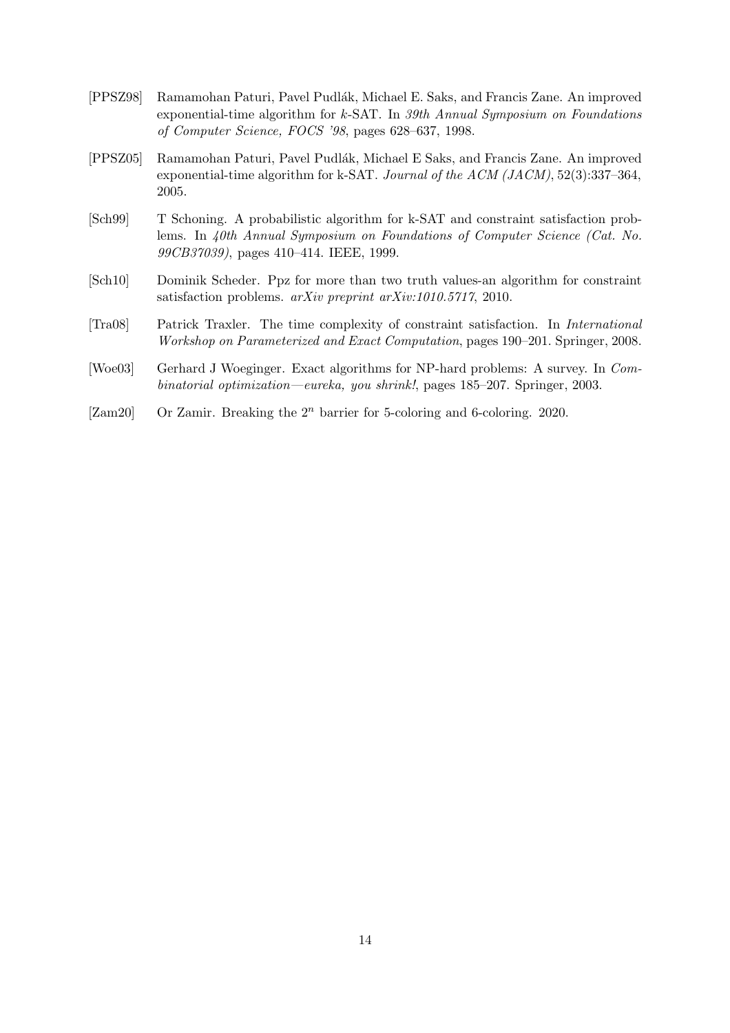[PPSZ98] Ramamohan Paturi, Pavel Pudlák, Michael E. Saks, and Francis Zane. An improved exponential-time algorithm for $k$-SAT. In *39th Annual Symposium on Foundations of Computer Science, FOCS '98*, pages 628–637, 1998.

[PPSZ05] Ramamohan Paturi, Pavel Pudlák, Michael E Saks, and Francis Zane. An improved exponential-time algorithm for k-SAT. *Journal of the ACM (JACM)*, 52(3):337–364, 2005.

[Sch99] T Schoning. A probabilistic algorithm for k-SAT and constraint satisfaction problems. In *40th Annual Symposium on Foundations of Computer Science (Cat. No. 99CB37039)*, pages 410–414. IEEE, 1999.

[Sch10] Dominik Scheder. Ppz for more than two truth values-an algorithm for constraint satisfaction problems. *arXiv preprint arXiv:1010.5717*, 2010.

[Tra08] Patrick Traxler. The time complexity of constraint satisfaction. In *International Workshop on Parameterized and Exact Computation*, pages 190–201. Springer, 2008.

[Woe03] Gerhard J Woeginger. Exact algorithms for NP-hard problems: A survey. In *Combinatorial optimization—eureka, you shrink!*, pages 185–207. Springer, 2003.

[Zam20] Or Zamir. Breaking the $2^n$ barrier for 5-coloring and 6-coloring. 2020.